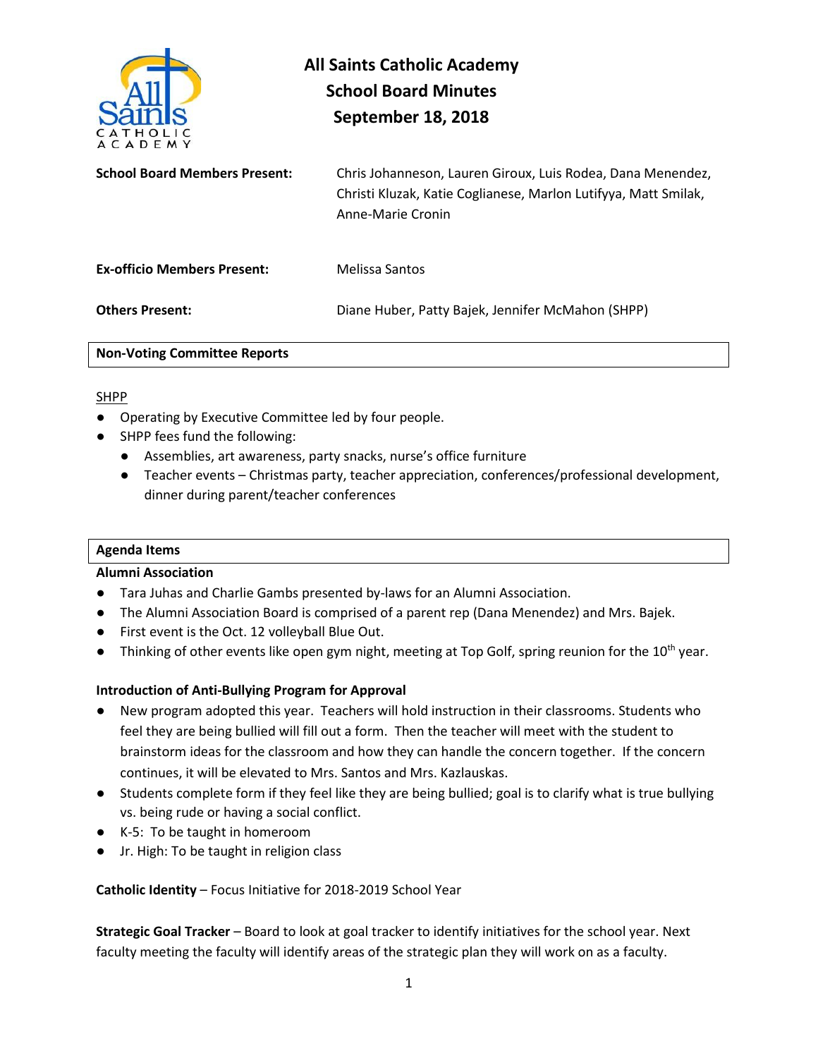# All Saints Catholic Academy
## School Board Minutes
## September 18, 2018

| | |
|---|---|
| **School Board Members Present:** | Chris Johanneson, Lauren Giroux, Luis Rodea, Dana Menendez, Christi Kluzak, Katie Coglianese, Marlon Lutifyya, Matt Smilak, Anne-Marie Cronin |
| **Ex-officio Members Present:** | Melissa Santos |
| **Others Present:** | Diane Huber, Patty Bajek, Jennifer McMahon (SHPP) |

**Non-Voting Committee Reports**

SHPP

- Operating by Executive Committee led by four people.
- SHPP fees fund the following:
  - Assemblies, art awareness, party snacks, nurse's office furniture
  - Teacher events – Christmas party, teacher appreciation, conferences/professional development, dinner during parent/teacher conferences

**Agenda Items**

**Alumni Association**

- Tara Juhas and Charlie Gambs presented by-laws for an Alumni Association.
- The Alumni Association Board is comprised of a parent rep (Dana Menendez) and Mrs. Bajek.
- First event is the Oct. 12 volleyball Blue Out.
- Thinking of other events like open gym night, meeting at Top Golf, spring reunion for the 10th year.

**Introduction of Anti-Bullying Program for Approval**

- New program adopted this year. Teachers will hold instruction in their classrooms. Students who feel they are being bullied will fill out a form. Then the teacher will meet with the student to brainstorm ideas for the classroom and how they can handle the concern together. If the concern continues, it will be elevated to Mrs. Santos and Mrs. Kazlauskas.
- Students complete form if they feel like they are being bullied; goal is to clarify what is true bullying vs. being rude or having a social conflict.
- K-5: To be taught in homeroom
- Jr. High: To be taught in religion class

**Catholic Identity** – Focus Initiative for 2018-2019 School Year

**Strategic Goal Tracker** – Board to look at goal tracker to identify initiatives for the school year. Next faculty meeting the faculty will identify areas of the strategic plan they will work on as a faculty.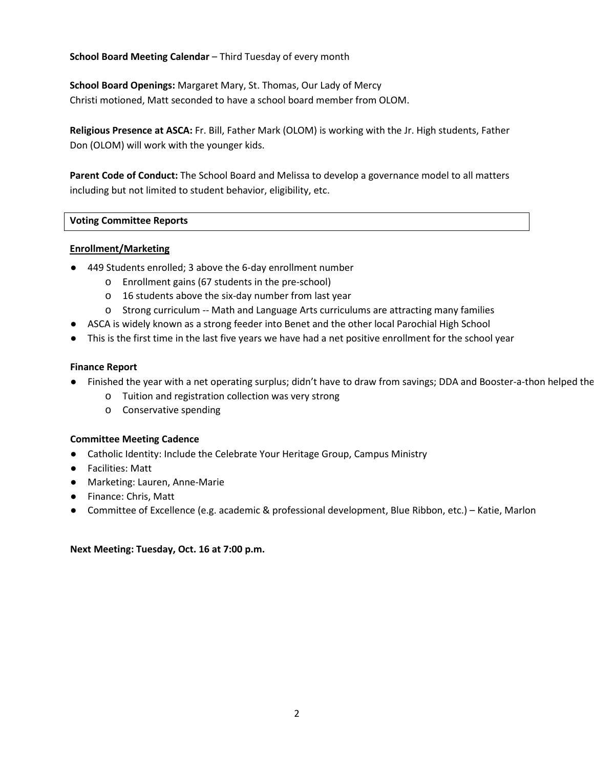**School Board Meeting Calendar** – Third Tuesday of every month

**School Board Openings:** Margaret Mary, St. Thomas, Our Lady of Mercy
Christi motioned, Matt seconded to have a school board member from OLOM.

**Religious Presence at ASCA:** Fr. Bill, Father Mark (OLOM) is working with the Jr. High students, Father Don (OLOM) will work with the younger kids.

**Parent Code of Conduct:** The School Board and Melissa to develop a governance model to all matters including but not limited to student behavior, eligibility, etc.

**Voting Committee Reports**

**Enrollment/Marketing**

- 449 Students enrolled; 3 above the 6-day enrollment number
  - Enrollment gains (67 students in the pre-school)
  - 16 students above the six-day number from last year
  - Strong curriculum -- Math and Language Arts curriculums are attracting many families
- ASCA is widely known as a strong feeder into Benet and the other local Parochial High School
- This is the first time in the last five years we have had a net positive enrollment for the school year

**Finance Report**

- Finished the year with a net operating surplus; didn't have to draw from savings; DDA and Booster-a-thon helped the
  - Tuition and registration collection was very strong
  - Conservative spending

**Committee Meeting Cadence**

- Catholic Identity: Include the Celebrate Your Heritage Group, Campus Ministry
- Facilities: Matt
- Marketing: Lauren, Anne-Marie
- Finance: Chris, Matt
- Committee of Excellence (e.g. academic & professional development, Blue Ribbon, etc.) – Katie, Marlon

**Next Meeting: Tuesday, Oct. 16 at 7:00 p.m.**